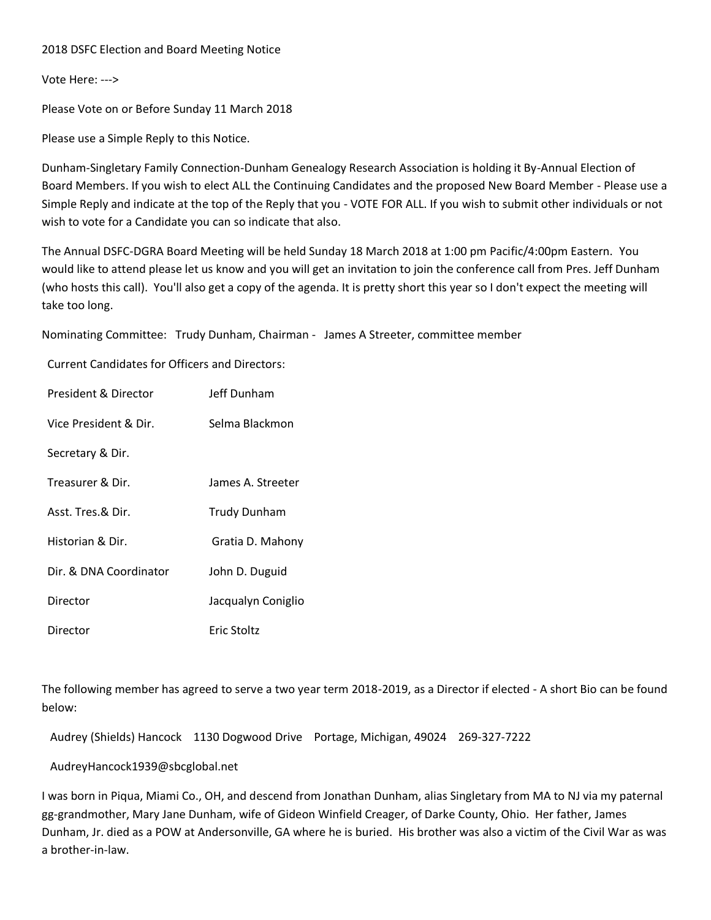2018 DSFC Election and Board Meeting Notice

Vote Here: --->

Please Vote on or Before Sunday 11 March 2018

Please use a Simple Reply to this Notice.

Dunham-Singletary Family Connection-Dunham Genealogy Research Association is holding it By-Annual Election of Board Members. If you wish to elect ALL the Continuing Candidates and the proposed New Board Member - Please use a Simple Reply and indicate at the top of the Reply that you - VOTE FOR ALL. If you wish to submit other individuals or not wish to vote for a Candidate you can so indicate that also.

The Annual DSFC-DGRA Board Meeting will be held Sunday 18 March 2018 at 1:00 pm Pacific/4:00pm Eastern. You would like to attend please let us know and you will get an invitation to join the conference call from Pres. Jeff Dunham (who hosts this call). You'll also get a copy of the agenda. It is pretty short this year so I don't expect the meeting will take too long.

Nominating Committee: Trudy Dunham, Chairman - James A Streeter, committee member

Current Candidates for Officers and Directors:

| | |
|---|---|
| President & Director | Jeff Dunham |
| Vice President & Dir. | Selma Blackmon |
| Secretary & Dir. | |
| Treasurer & Dir. | James A. Streeter |
| Asst. Tres.& Dir. | Trudy Dunham |
| Historian & Dir. | Gratia D. Mahony |
| Dir. & DNA Coordinator | John D. Duguid |
| Director | Jacqualyn Coniglio |
| Director | Eric Stoltz |

The following member has agreed to serve a two year term 2018-2019, as a Director if elected - A short Bio can be found below:

Audrey (Shields) Hancock 1130 Dogwood Drive Portage, Michigan, 49024 269-327-7222

AudreyHancock1939@sbcglobal.net

I was born in Piqua, Miami Co., OH, and descend from Jonathan Dunham, alias Singletary from MA to NJ via my paternal gg-grandmother, Mary Jane Dunham, wife of Gideon Winfield Creager, of Darke County, Ohio. Her father, James Dunham, Jr. died as a POW at Andersonville, GA where he is buried. His brother was also a victim of the Civil War as was a brother-in-law.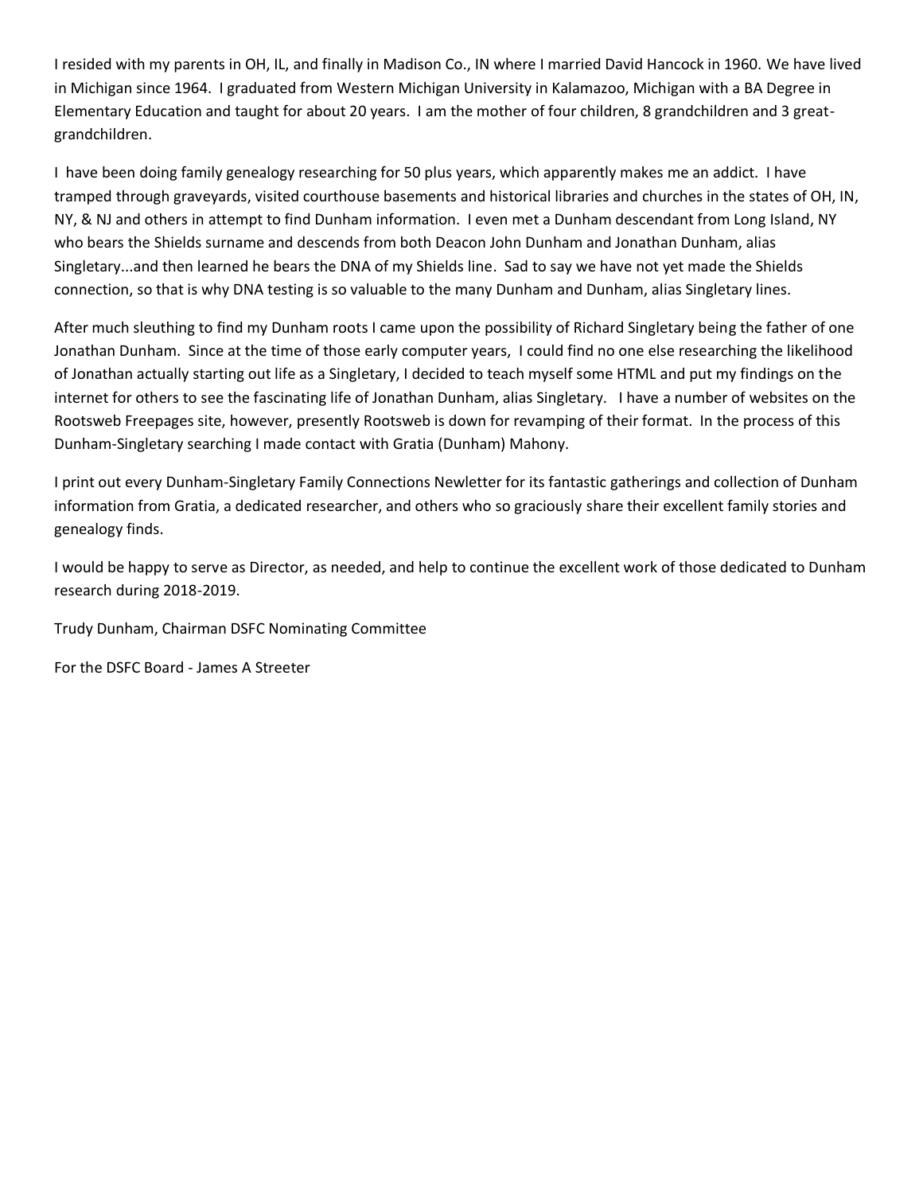I resided with my parents in OH, IL, and finally in Madison Co., IN where I married David Hancock in 1960. We have lived in Michigan since 1964. I graduated from Western Michigan University in Kalamazoo, Michigan with a BA Degree in Elementary Education and taught for about 20 years. I am the mother of four children, 8 grandchildren and 3 great-grandchildren.

I have been doing family genealogy researching for 50 plus years, which apparently makes me an addict. I have tramped through graveyards, visited courthouse basements and historical libraries and churches in the states of OH, IN, NY, & NJ and others in attempt to find Dunham information. I even met a Dunham descendant from Long Island, NY who bears the Shields surname and descends from both Deacon John Dunham and Jonathan Dunham, alias Singletary...and then learned he bears the DNA of my Shields line. Sad to say we have not yet made the Shields connection, so that is why DNA testing is so valuable to the many Dunham and Dunham, alias Singletary lines.

After much sleuthing to find my Dunham roots I came upon the possibility of Richard Singletary being the father of one Jonathan Dunham. Since at the time of those early computer years, I could find no one else researching the likelihood of Jonathan actually starting out life as a Singletary, I decided to teach myself some HTML and put my findings on the internet for others to see the fascinating life of Jonathan Dunham, alias Singletary. I have a number of websites on the Rootsweb Freepages site, however, presently Rootsweb is down for revamping of their format. In the process of this Dunham-Singletary searching I made contact with Gratia (Dunham) Mahony.

I print out every Dunham-Singletary Family Connections Newletter for its fantastic gatherings and collection of Dunham information from Gratia, a dedicated researcher, and others who so graciously share their excellent family stories and genealogy finds.

I would be happy to serve as Director, as needed, and help to continue the excellent work of those dedicated to Dunham research during 2018-2019.

Trudy Dunham, Chairman DSFC Nominating Committee

For the DSFC Board - James A Streeter